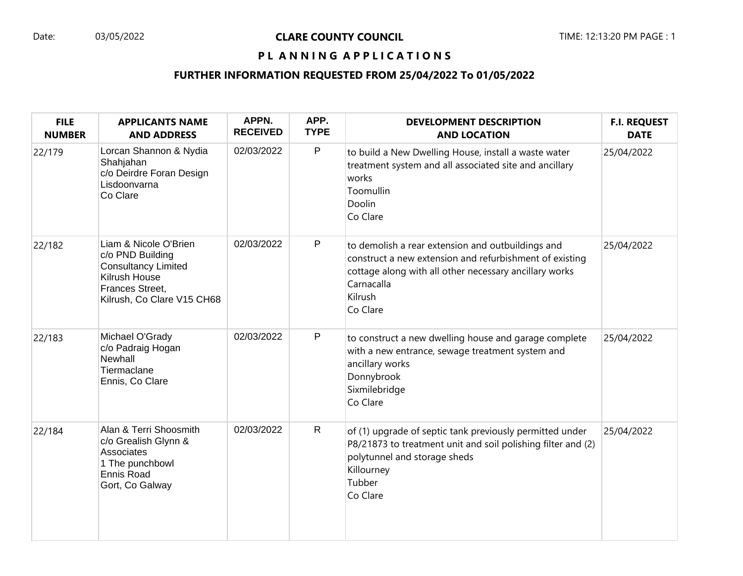Date: 03/05/2022

# CLARE COUNTY COUNCIL

## PLANNING APPLICATIONS

### FURTHER INFORMATION REQUESTED FROM 25/04/2022 To 01/05/2022

| FILE NUMBER | APPLICANTS NAME AND ADDRESS | APPN. RECEIVED | APP. TYPE | DEVELOPMENT DESCRIPTION AND LOCATION | F.I. REQUEST DATE |
|---|---|---|---|---|---|
| 22/179 | Lorcan Shannon & Nydia Shahjahan<br>c/o Deirdre Foran Design<br>Lisdoonvarna<br>Co Clare | 02/03/2022 | P | to build a New Dwelling House, install a waste water treatment system and all associated site and ancillary works<br>Toomullin<br>Doolin<br>Co Clare | 25/04/2022 |
| 22/182 | Liam & Nicole O'Brien<br>c/o PND Building Consultancy Limited<br>Kilrush House<br>Frances Street,<br>Kilrush, Co Clare V15 CH68 | 02/03/2022 | P | to demolish a rear extension and outbuildings and construct a new extension and refurbishment of existing cottage along with all other necessary ancillary works<br>Carnacalla<br>Kilrush<br>Co Clare | 25/04/2022 |
| 22/183 | Michael O'Grady<br>c/o Padraig Hogan<br>Newhall<br>Tiermaclane<br>Ennis, Co Clare | 02/03/2022 | P | to construct a new dwelling house and garage complete with a new entrance, sewage treatment system and ancillary works<br>Donnybrook<br>Sixmilebridge<br>Co Clare | 25/04/2022 |
| 22/184 | Alan & Terri Shoosmith<br>c/o Grealish Glynn & Associates<br>1 The punchbowl<br>Ennis Road<br>Gort, Co Galway | 02/03/2022 | R | of (1) upgrade of septic tank previously permitted under P8/21873 to treatment unit and soil polishing filter and (2) polytunnel and storage sheds<br>Killourney<br>Tubber<br>Co Clare | 25/04/2022 |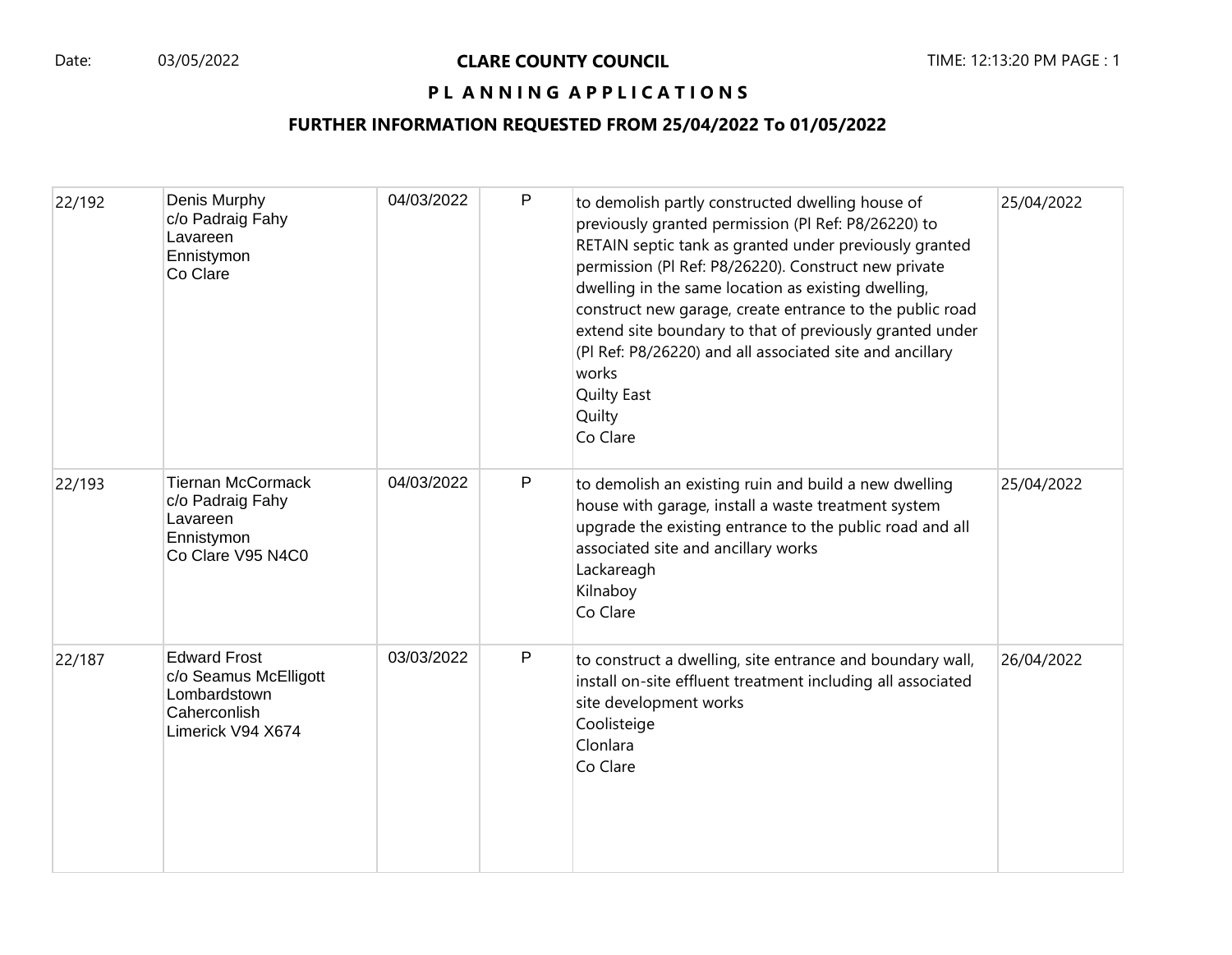**CLARE COUNTY COUNCIL**

**P L A N N I N G  A P P L I C A T I O N S**

**FURTHER INFORMATION REQUESTED FROM 25/04/2022 To 01/05/2022**

| | | | | | |
|---|---|---|---|---|---|
| 22/192 | Denis Murphy<br>c/o Padraig Fahy<br>Lavareen<br>Ennistymon<br>Co Clare | 04/03/2022 | P | to demolish partly constructed dwelling house of previously granted permission (Pl Ref: P8/26220) to RETAIN septic tank as granted under previously granted permission (Pl Ref: P8/26220). Construct new private dwelling in the same location as existing dwelling, construct new garage, create entrance to the public road extend site boundary to that of previously granted under (Pl Ref: P8/26220) and all associated site and ancillary works<br>Quilty East<br>Quilty<br>Co Clare | 25/04/2022 |
| 22/193 | Tiernan McCormack<br>c/o Padraig Fahy<br>Lavareen<br>Ennistymon<br>Co Clare V95 N4C0 | 04/03/2022 | P | to demolish an existing ruin and build a new dwelling house with garage, install a waste treatment system upgrade the existing entrance to the public road and all associated site and ancillary works<br>Lackareagh<br>Kilnaboy<br>Co Clare | 25/04/2022 |
| 22/187 | Edward Frost<br>c/o Seamus McElligott<br>Lombardstown<br>Caherconlish<br>Limerick V94 X674 | 03/03/2022 | P | to construct a dwelling, site entrance and boundary wall, install on-site effluent treatment including all associated site development works<br>Coolisteige<br>Clonlara<br>Co Clare | 26/04/2022 |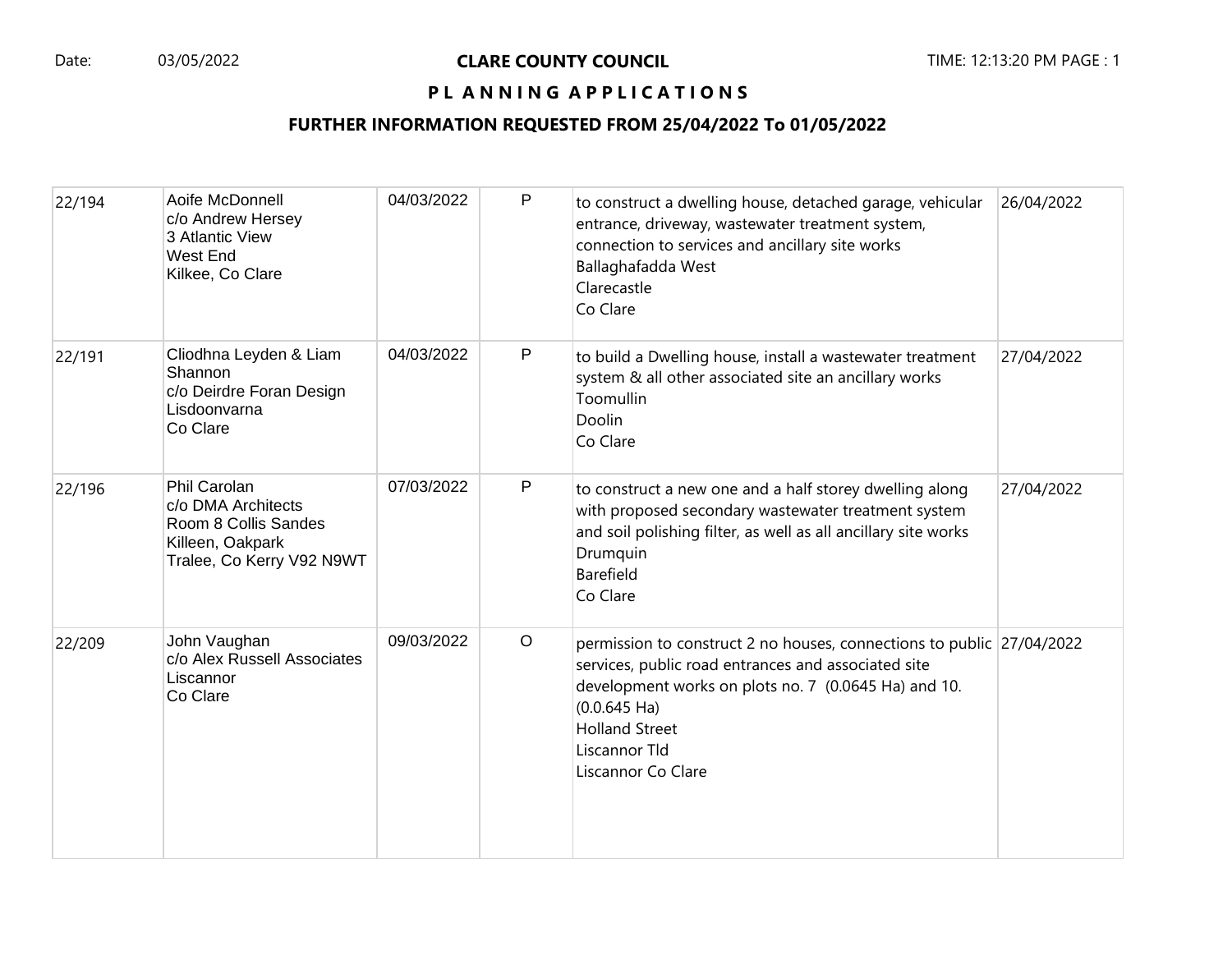# CLARE COUNTY COUNCIL

## P L A N N I N G A P P L I C A T I O N S

### FURTHER INFORMATION REQUESTED FROM 25/04/2022 To 01/05/2022

| | | | | | |
|---|---|---|---|---|---|
| 22/194 | Aoife McDonnell<br>c/o Andrew Hersey<br>3 Atlantic View<br>West End<br>Kilkee, Co Clare | 04/03/2022 | P | to construct a dwelling house, detached garage, vehicular entrance, driveway, wastewater treatment system, connection to services and ancillary site works<br>Ballaghafadda West<br>Clarecastle<br>Co Clare | 26/04/2022 |
| 22/191 | Cliodhna Leyden & Liam Shannon<br>c/o Deirdre Foran Design<br>Lisdoonvarna<br>Co Clare | 04/03/2022 | P | to build a Dwelling house, install a wastewater treatment system & all other associated site an ancillary works<br>Toomullin<br>Doolin<br>Co Clare | 27/04/2022 |
| 22/196 | Phil Carolan<br>c/o DMA Architects<br>Room 8 Collis Sandes<br>Killeen, Oakpark<br>Tralee, Co Kerry V92 N9WT | 07/03/2022 | P | to construct a new one and a half storey dwelling along with proposed secondary wastewater treatment system and soil polishing filter, as well as all ancillary site works<br>Drumquin<br>Barefield<br>Co Clare | 27/04/2022 |
| 22/209 | John Vaughan<br>c/o Alex Russell Associates<br>Liscannor<br>Co Clare | 09/03/2022 | O | permission to construct 2 no houses, connections to public services, public road entrances and associated site development works on plots no. 7 (0.0645 Ha) and 10. (0.0.645 Ha)<br>Holland Street<br>Liscannor Tld<br>Liscannor Co Clare | 27/04/2022 |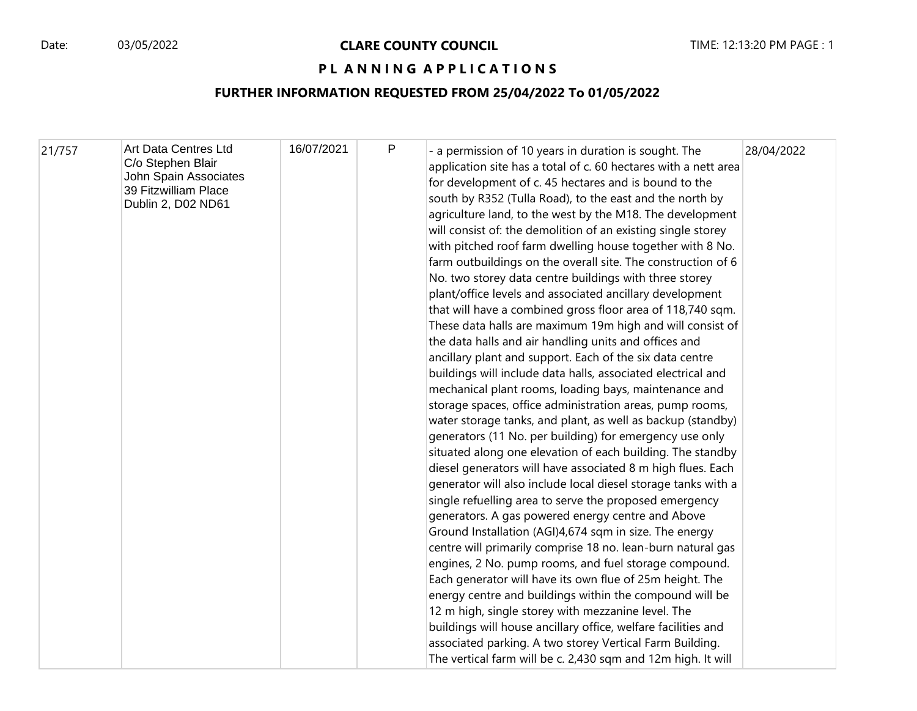**CLARE COUNTY COUNCIL**

**P L A N N I N G A P P L I C A T I O N S**

**FURTHER INFORMATION REQUESTED FROM 25/04/2022 To 01/05/2022**

| | | | | | |
|---|---|---|---|---|---|
| 21/757 | Art Data Centres Ltd<br>C/o Stephen Blair<br>John Spain Associates<br>39 Fitzwilliam Place<br>Dublin 2, D02 ND61 | 16/07/2021 | P | - a permission of 10 years in duration is sought. The application site has a total of c. 60 hectares with a nett area for development of c. 45 hectares and is bound to the south by R352 (Tulla Road), to the east and the north by agriculture land, to the west by the M18. The development will consist of: the demolition of an existing single storey with pitched roof farm dwelling house together with 8 No. farm outbuildings on the overall site. The construction of 6 No. two storey data centre buildings with three storey plant/office levels and associated ancillary development that will have a combined gross floor area of 118,740 sqm. These data halls are maximum 19m high and will consist of the data halls and air handling units and offices and ancillary plant and support. Each of the six data centre buildings will include data halls, associated electrical and mechanical plant rooms, loading bays, maintenance and storage spaces, office administration areas, pump rooms, water storage tanks, and plant, as well as backup (standby) generators (11 No. per building) for emergency use only situated along one elevation of each building. The standby diesel generators will have associated 8 m high flues. Each generator will also include local diesel storage tanks with a single refuelling area to serve the proposed emergency generators. A gas powered energy centre and Above Ground Installation (AGI)4,674 sqm in size. The energy centre will primarily comprise 18 no. lean-burn natural gas engines, 2 No. pump rooms, and fuel storage compound. Each generator will have its own flue of 25m height. The energy centre and buildings within the compound will be 12 m high, single storey with mezzanine level. The buildings will house ancillary office, welfare facilities and associated parking. A two storey Vertical Farm Building. The vertical farm will be c. 2,430 sqm and 12m high. It will | 28/04/2022 |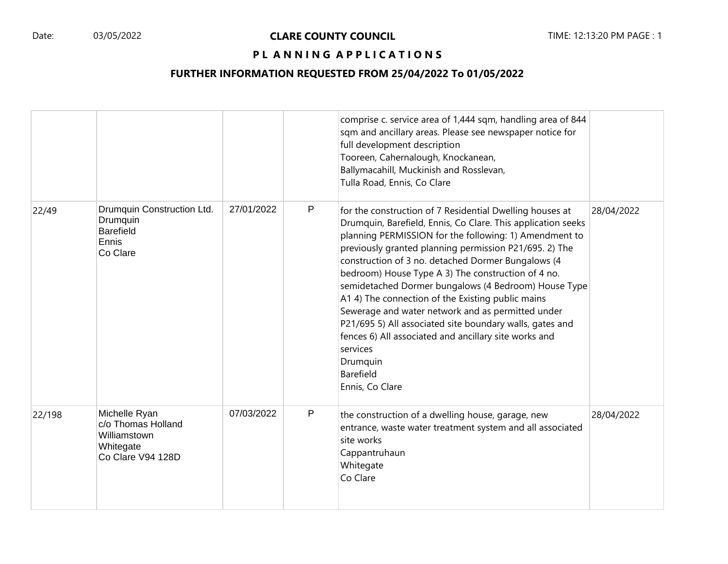Date: 03/05/2022

# CLARE COUNTY COUNCIL

## PLANNING APPLICATIONS

## FURTHER INFORMATION REQUESTED FROM 25/04/2022 To 01/05/2022

| | | | | | |
|---|---|---|---|---|---|
| | | | | comprise c. service area of 1,444 sqm, handling area of 844 sqm and ancillary areas. Please see newspaper notice for full development description<br>Tooreen, Cahernalough, Knockanean, Ballymacahill, Muckinish and Rosslevan, Tulla Road, Ennis, Co Clare | |
| 22/49 | Drumquin Construction Ltd.<br>Drumquin<br>Barefield<br>Ennis<br>Co Clare | 27/01/2022 | P | for the construction of 7 Residential Dwelling houses at Drumquin, Barefield, Ennis, Co Clare. This application seeks planning PERMISSION for the following: 1) Amendment to previously granted planning permission P21/695. 2) The construction of 3 no. detached Dormer Bungalows (4 bedroom) House Type A 3) The construction of 4 no. semidetached Dormer bungalows (4 Bedroom) House Type A1 4) The connection of the Existing public mains Sewerage and water network and as permitted under P21/695 5) All associated site boundary walls, gates and fences 6) All associated and ancillary site works and services<br>Drumquin<br>Barefield<br>Ennis, Co Clare | 28/04/2022 |
| 22/198 | Michelle Ryan<br>c/o Thomas Holland<br>Williamstown<br>Whitegate<br>Co Clare V94 128D | 07/03/2022 | P | the construction of a dwelling house, garage, new entrance, waste water treatment system and all associated site works<br>Cappantruhaun<br>Whitegate<br>Co Clare | 28/04/2022 |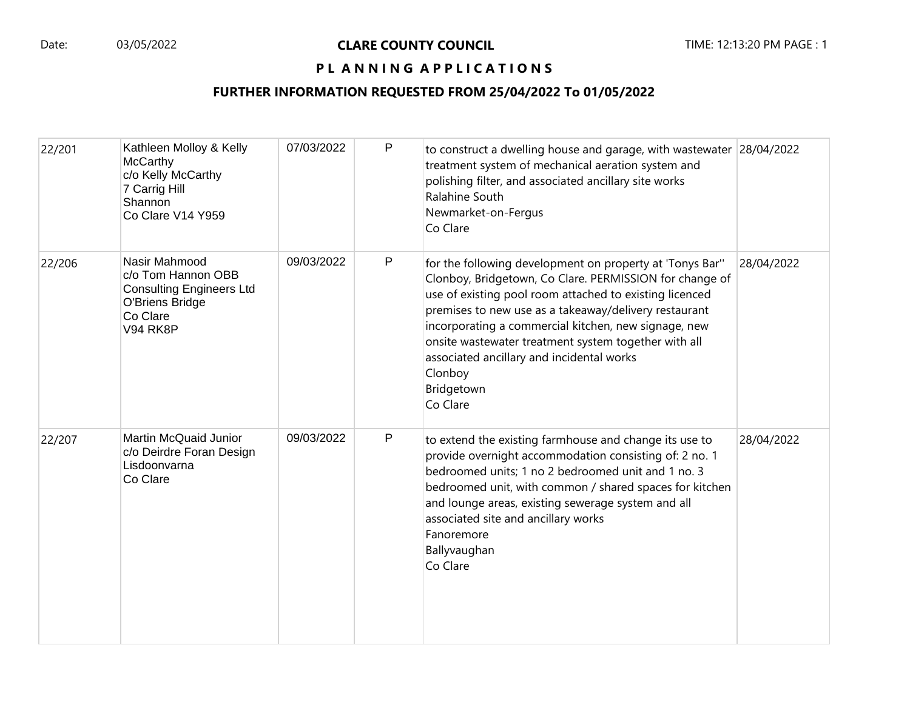# CLARE COUNTY COUNCIL

## PLANNING APPLICATIONS

### FURTHER INFORMATION REQUESTED FROM 25/04/2022 To 01/05/2022

Date: 03/05/2022 TIME: 12:13:20 PM

| | | | | | |
|---|---|---|---|---|---|
| 22/201 | Kathleen Molloy & Kelly McCarthy<br>c/o Kelly McCarthy<br>7 Carrig Hill<br>Shannon<br>Co Clare V14 Y959 | 07/03/2022 | P | to construct a dwelling house and garage, with wastewater treatment system of mechanical aeration system and polishing filter, and associated ancillary site works<br>Ralahine South<br>Newmarket-on-Fergus<br>Co Clare | 28/04/2022 |
| 22/206 | Nasir Mahmood<br>c/o Tom Hannon OBB Consulting Engineers Ltd<br>O'Briens Bridge<br>Co Clare<br>V94 RK8P | 09/03/2022 | P | for the following development on property at 'Tonys Bar'' Clonboy, Bridgetown, Co Clare. PERMISSION for change of use of existing pool room attached to existing licenced premises to new use as a takeaway/delivery restaurant incorporating a commercial kitchen, new signage, new onsite wastewater treatment system together with all associated ancillary and incidental works<br>Clonboy<br>Bridgetown<br>Co Clare | 28/04/2022 |
| 22/207 | Martin McQuaid Junior<br>c/o Deirdre Foran Design<br>Lisdoonvarna<br>Co Clare | 09/03/2022 | P | to extend the existing farmhouse and change its use to provide overnight accommodation consisting of: 2 no. 1 bedroomed units; 1 no 2 bedroomed unit and 1 no. 3 bedroomed unit, with common / shared spaces for kitchen and lounge areas, existing sewerage system and all associated site and ancillary works<br>Fanoremore<br>Ballyvaughan<br>Co Clare | 28/04/2022 |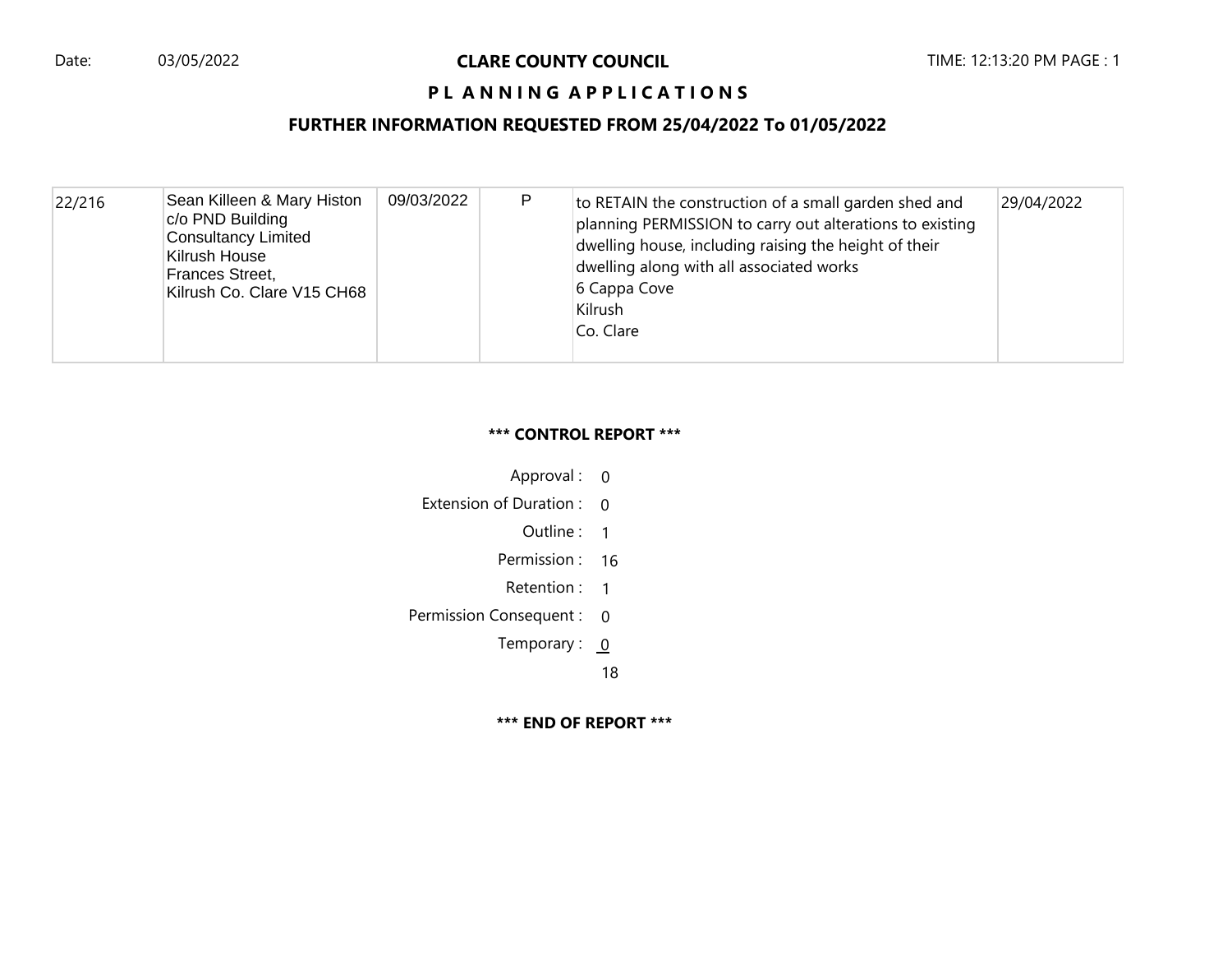Date: 03/05/2022

# CLARE COUNTY COUNCIL

TIME: 12:13:20 PM PAGE : 1

## P L A N N I N G A P P L I C A T I O N S

### FURTHER INFORMATION REQUESTED FROM 25/04/2022 To 01/05/2022

| | | | | | |
|---|---|---|---|---|---|
| 22/216 | Sean Killeen & Mary Histon<br>c/o PND Building Consultancy Limited<br>Kilrush House<br>Frances Street,<br>Kilrush Co. Clare V15 CH68 | 09/03/2022 | P | to RETAIN the construction of a small garden shed and planning PERMISSION to carry out alterations to existing dwelling house, including raising the height of their dwelling along with all associated works<br>6 Cappa Cove<br>Kilrush<br>Co. Clare | 29/04/2022 |

**\*\*\* CONTROL REPORT \*\*\***

| | |
|---|---|
| Approval : | 0 |
| Extension of Duration : | 0 |
| Outline : | 1 |
| Permission : | 16 |
| Retention : | 1 |
| Permission Consequent : | 0 |
| Temporary : | 0 |
| | 18 |

**\*\*\* END OF REPORT \*\*\***